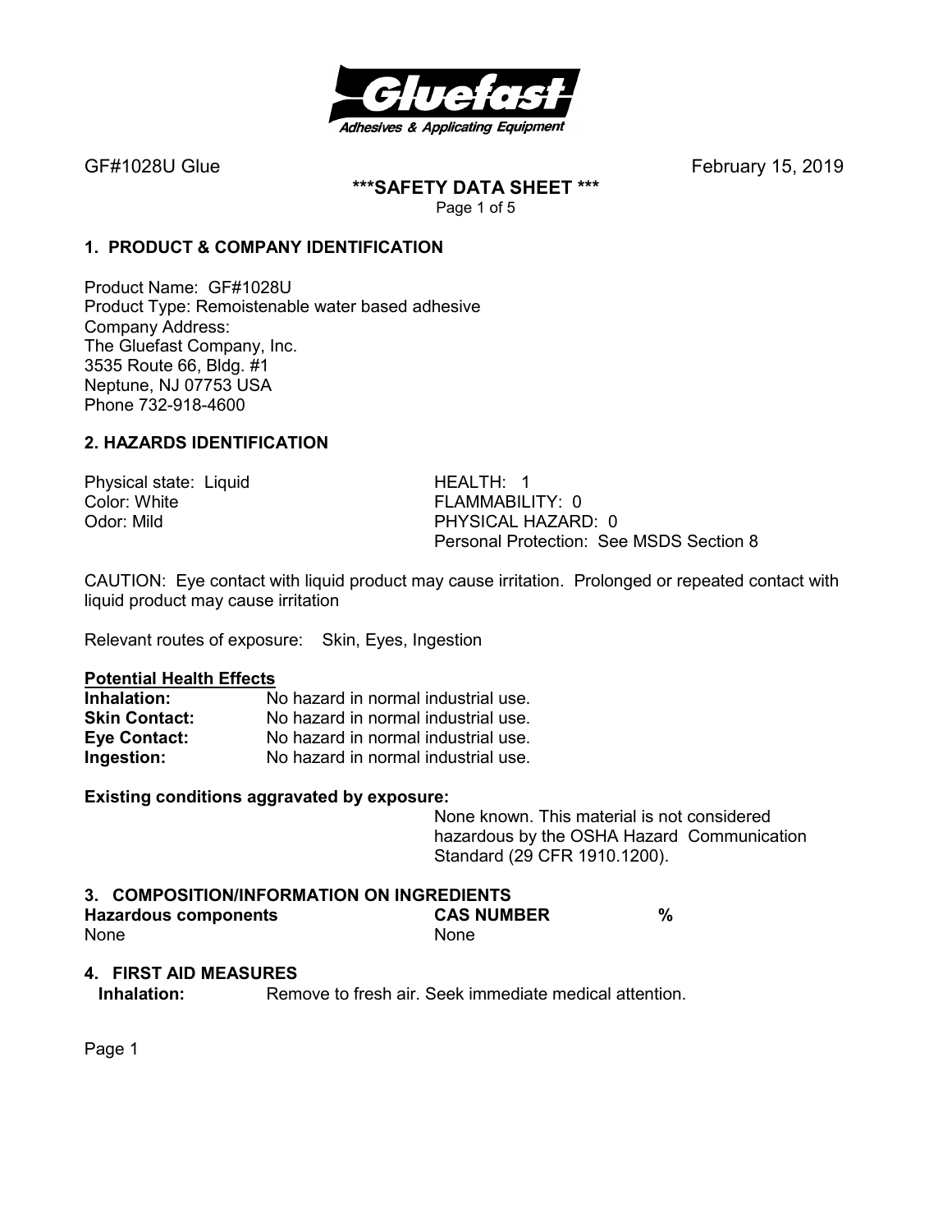GF#1028U Glue February 15, 2019

**\*\*\*SAFETY DATA SHEET \*\*\***

## 1. PRODUCT & COMPANY IDENTIFICATION

Product Name: GF#1028U
Product Type: Remoistenable water based adhesive
Company Address:
The Gluefast Company, Inc.
3535 Route 66, Bldg. #1
Neptune, NJ 07753 USA
Phone 732-918-4600

## 2. HAZARDS IDENTIFICATION

Physical state: Liquid
Color: White
Odor: Mild

HEALTH: 1
FLAMMABILITY: 0
PHYSICAL HAZARD: 0
Personal Protection: See MSDS Section 8

CAUTION: Eye contact with liquid product may cause irritation. Prolonged or repeated contact with liquid product may cause irritation

Relevant routes of exposure: Skin, Eyes, Ingestion

**Potential Health Effects**

**Inhalation:** No hazard in normal industrial use.
**Skin Contact:** No hazard in normal industrial use.
**Eye Contact:** No hazard in normal industrial use.
**Ingestion:** No hazard in normal industrial use.

**Existing conditions aggravated by exposure:**
None known. This material is not considered hazardous by the OSHA Hazard Communication Standard (29 CFR 1910.1200).

## 3. COMPOSITION/INFORMATION ON INGREDIENTS

| Hazardous components | CAS NUMBER | % |
|---|---|---|
| None | None | |

## 4. FIRST AID MEASURES

**Inhalation:** Remove to fresh air. Seek immediate medical attention.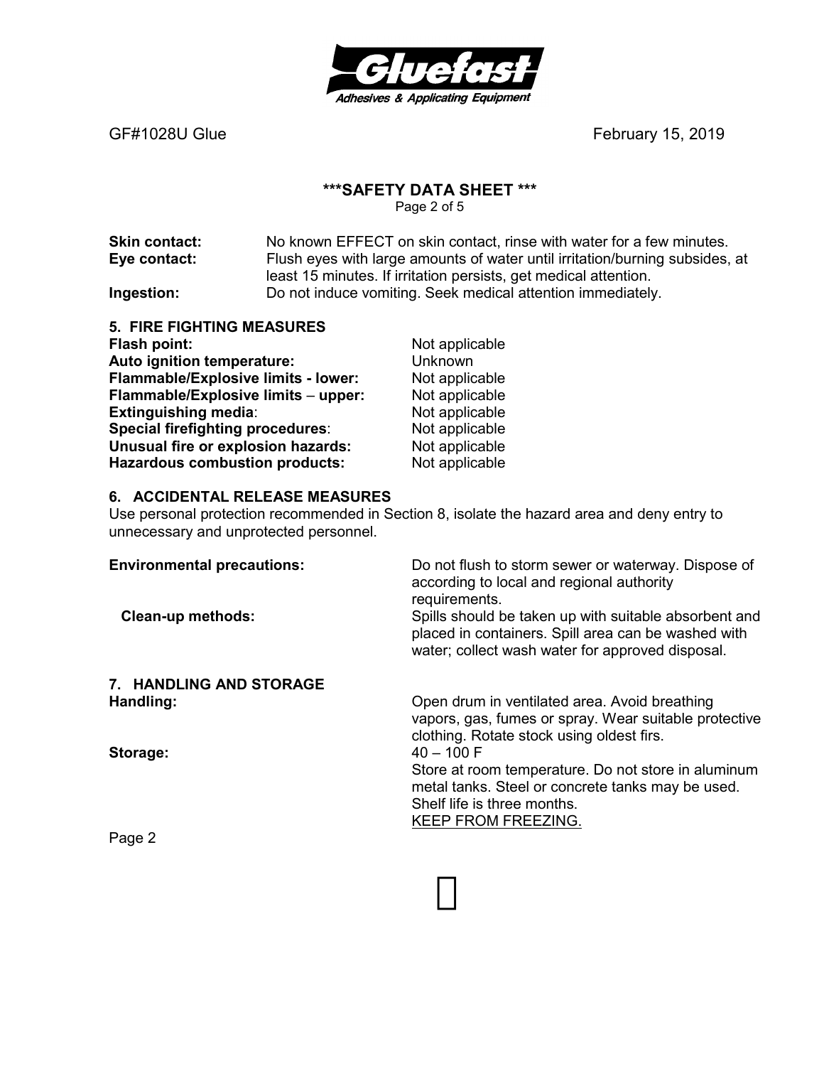**Skin contact:** No known EFFECT on skin contact, rinse with water for a few minutes.
**Eye contact:** Flush eyes with large amounts of water until irritation/burning subsides, at least 15 minutes. If irritation persists, get medical attention.
**Ingestion:** Do not induce vomiting. Seek medical attention immediately.

## 5. FIRE FIGHTING MEASURES

| | |
|---|---|
| **Flash point:** | Not applicable |
| **Auto ignition temperature:** | Unknown |
| **Flammable/Explosive limits - lower:** | Not applicable |
| **Flammable/Explosive limits – upper:** | Not applicable |
| **Extinguishing media**: | Not applicable |
| **Special firefighting procedures**: | Not applicable |
| **Unusual fire or explosion hazards:** | Not applicable |
| **Hazardous combustion products:** | Not applicable |

## 6. ACCIDENTAL RELEASE MEASURES

Use personal protection recommended in Section 8, isolate the hazard area and deny entry to unnecessary and unprotected personnel.

**Environmental precautions:** Do not flush to storm sewer or waterway. Dispose of according to local and regional authority requirements.

**Clean-up methods:** Spills should be taken up with suitable absorbent and placed in containers. Spill area can be washed with water; collect wash water for approved disposal.

## 7. HANDLING AND STORAGE

**Handling:** Open drum in ventilated area. Avoid breathing vapors, gas, fumes or spray. Wear suitable protective clothing. Rotate stock using oldest firs.

**Storage:** 40 – 100 F
Store at room temperature. Do not store in aluminum metal tanks. Steel or concrete tanks may be used. Shelf life is three months.
KEEP FROM FREEZING.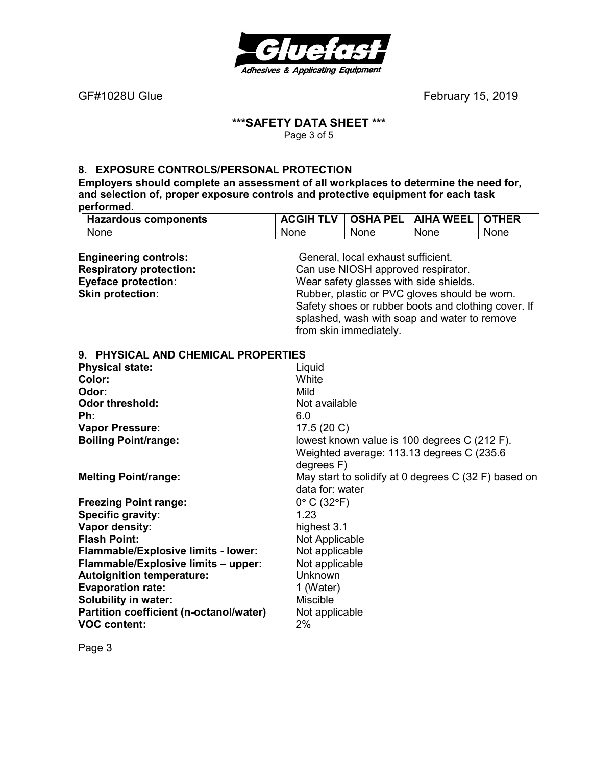GF#1028U Glue February 15, 2019

## \*\*\*SAFETY DATA SHEET \*\*\*

### 8. EXPOSURE CONTROLS/PERSONAL PROTECTION

**Employers should complete an assessment of all workplaces to determine the need for, and selection of, proper exposure controls and protective equipment for each task performed.**

| Hazardous components | ACGIH TLV | OSHA PEL | AIHA WEEL | OTHER |
|---|---|---|---|---|
| None | None | None | None | None |

**Engineering controls:** General, local exhaust sufficient.

**Respiratory protection:** Can use NIOSH approved respirator.

**Eyeface protection:** Wear safety glasses with side shields.

**Skin protection:** Rubber, plastic or PVC gloves should be worn. Safety shoes or rubber boots and clothing cover. If splashed, wash with soap and water to remove from skin immediately.

### 9. PHYSICAL AND CHEMICAL PROPERTIES

**Physical state:** Liquid

**Color:** White

**Odor:** Mild

**Odor threshold:** Not available

**Ph:** 6.0

**Vapor Pressure:** 17.5 (20 C)

**Boiling Point/range:** lowest known value is 100 degrees C (212 F). Weighted average: 113.13 degrees C (235.6 degrees F)

**Melting Point/range:** May start to solidify at 0 degrees C (32 F) based on data for: water

**Freezing Point range:** 0° C (32°F)

**Specific gravity:** 1.23

**Vapor density:** highest 3.1

**Flash Point:** Not Applicable

**Flammable/Explosive limits - lower:** Not applicable

**Flammable/Explosive limits – upper:** Not applicable

**Autoignition temperature:** Unknown

**Evaporation rate:** 1 (Water)

**Solubility in water:** Miscible

**Partition coefficient (n-octanol/water)** Not applicable

**VOC content:** 2%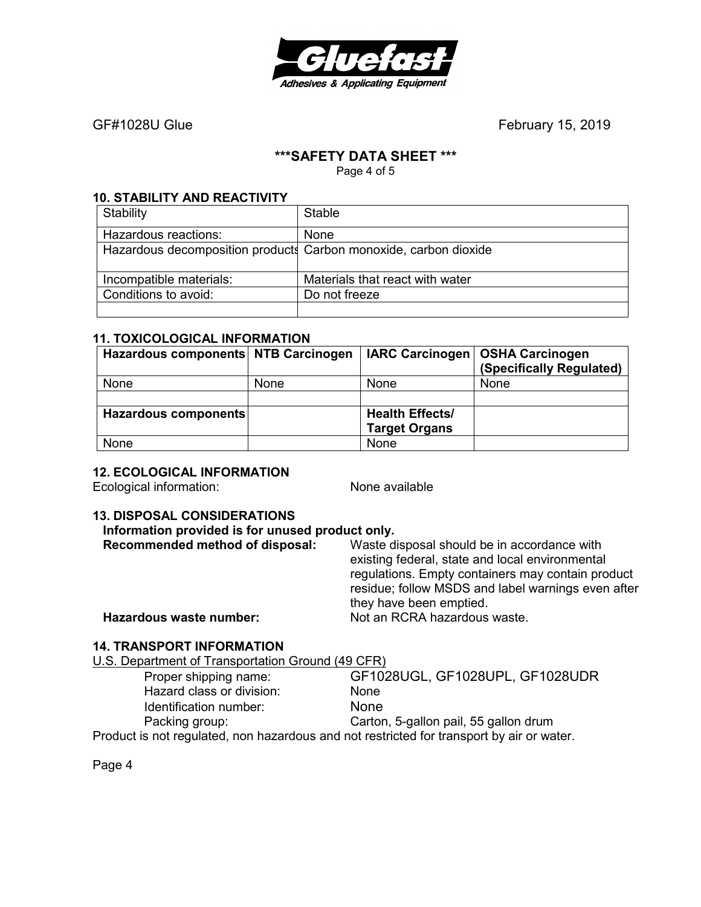GF#1028U Glue February 15, 2019

## ***SAFETY DATA SHEET ***

### 10. STABILITY AND REACTIVITY

| Stability | Stable |
|---|---|
| Hazardous reactions: | None |
| Hazardous decomposition products | Carbon monoxide, carbon dioxide |
| Incompatible materials: | Materials that react with water |
| Conditions to avoid: | Do not freeze |
| | |

### 11. TOXICOLOGICAL INFORMATION

| Hazardous components | NTB Carcinogen | IARC Carcinogen | OSHA Carcinogen (Specifically Regulated) |
|---|---|---|---|
| None | None | None | None |
| | | | |
| **Hazardous components** | | **Health Effects/ Target Organs** | |
| None | | None | |

### 12. ECOLOGICAL INFORMATION

Ecological information: None available

### 13. DISPOSAL CONSIDERATIONS

**Information provided is for unused product only.**

**Recommended method of disposal:** Waste disposal should be in accordance with existing federal, state and local environmental regulations. Empty containers may contain product residue; follow MSDS and label warnings even after they have been emptied.

**Hazardous waste number:** Not an RCRA hazardous waste.

### 14. TRANSPORT INFORMATION

U.S. Department of Transportation Ground (49 CFR)

Proper shipping name: GF1028UGL, GF1028UPL, GF1028UDR
Hazard class or division: None
Identification number: None
Packing group: Carton, 5-gallon pail, 55 gallon drum

Product is not regulated, non hazardous and not restricted for transport by air or water.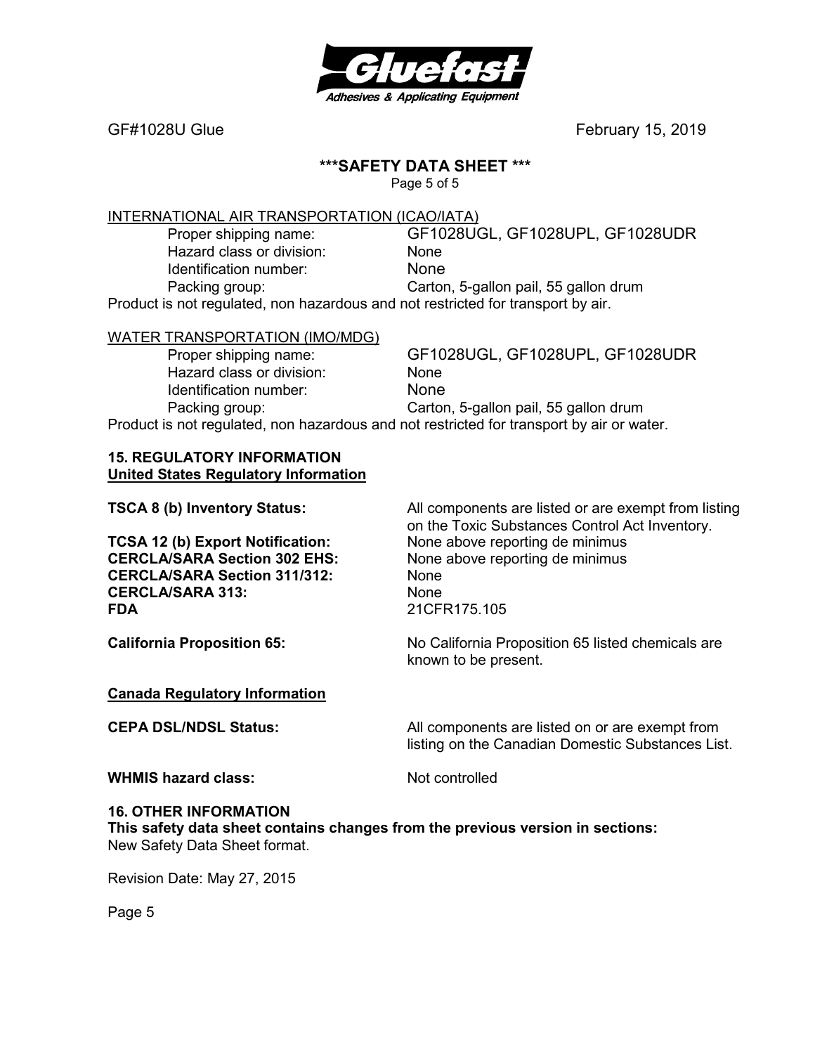INTERNATIONAL AIR TRANSPORTATION (ICAO/IATA)

| | |
|---|---|
| Proper shipping name: | GF1028UGL, GF1028UPL, GF1028UDR |
| Hazard class or division: | None |
| Identification number: | None |
| Packing group: | Carton, 5-gallon pail, 55 gallon drum |

Product is not regulated, non hazardous and not restricted for transport by air.

WATER TRANSPORTATION (IMO/MDG)

| | |
|---|---|
| Proper shipping name: | GF1028UGL, GF1028UPL, GF1028UDR |
| Hazard class or division: | None |
| Identification number: | None |
| Packing group: | Carton, 5-gallon pail, 55 gallon drum |

Product is not regulated, non hazardous and not restricted for transport by air or water.

## 15. REGULATORY INFORMATION

**United States Regulatory Information**

| | |
|---|---|
| **TSCA 8 (b) Inventory Status:** | All components are listed or are exempt from listing on the Toxic Substances Control Act Inventory. |
| **TCSA 12 (b) Export Notification:** | None above reporting de minimus |
| **CERCLA/SARA Section 302 EHS:** | None above reporting de minimus |
| **CERCLA/SARA Section 311/312:** | None |
| **CERCLA/SARA 313:** | None |
| **FDA** | 21CFR175.105 |
| **California Proposition 65:** | No California Proposition 65 listed chemicals are known to be present. |

**Canada Regulatory Information**

| | |
|---|---|
| **CEPA DSL/NDSL Status:** | All components are listed on or are exempt from listing on the Canadian Domestic Substances List. |
| **WHMIS hazard class:** | Not controlled |

## 16. OTHER INFORMATION

**This safety data sheet contains changes from the previous version in sections:**
New Safety Data Sheet format.

Revision Date: May 27, 2015